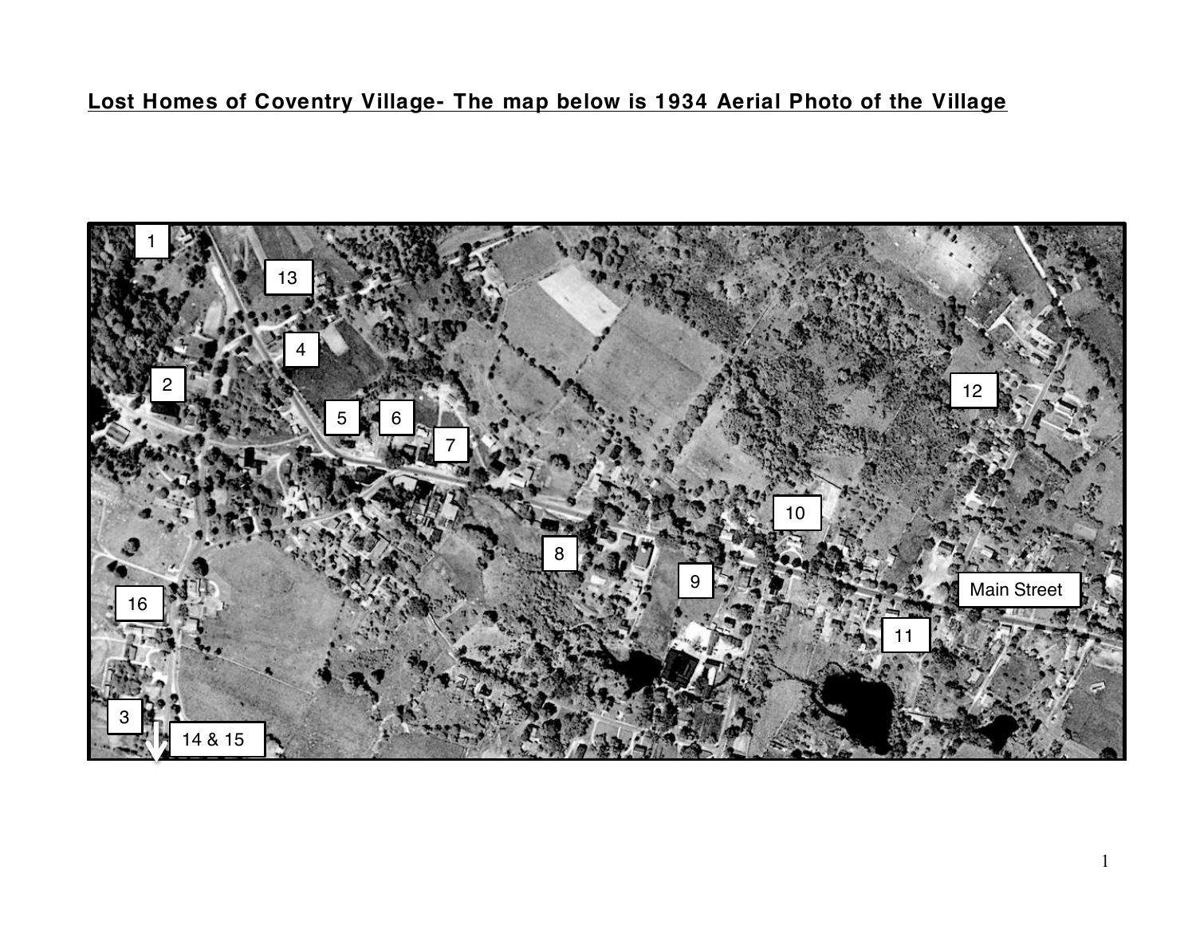# Lost Homes of Coventry Village- The map below is 1934 Aerial Photo of the Village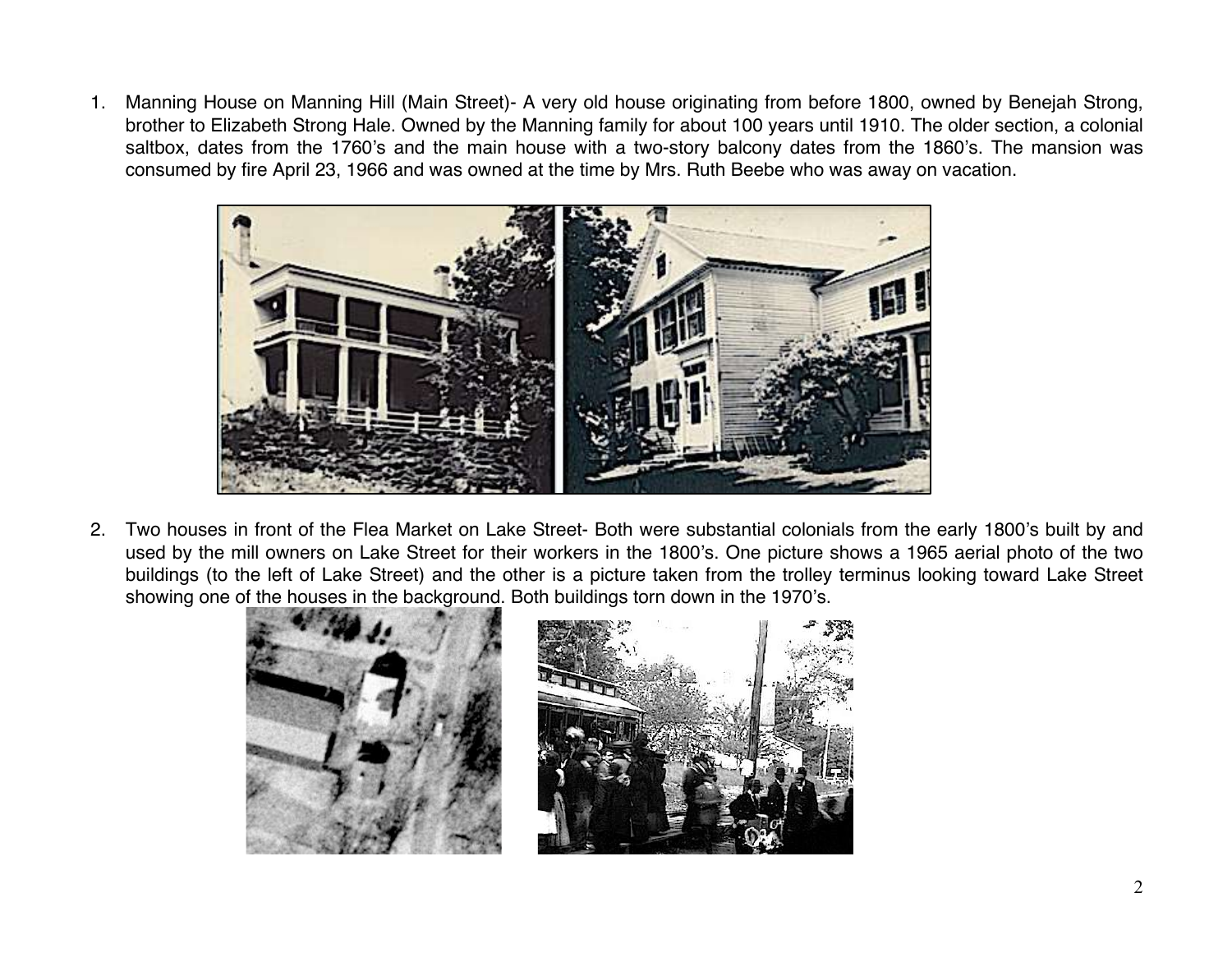1. Manning House on Manning Hill (Main Street)- A very old house originating from before 1800, owned by Benejah Strong, brother to Elizabeth Strong Hale. Owned by the Manning family for about 100 years until 1910. The older section, a colonial saltbox, dates from the 1760's and the main house with a two-story balcony dates from the 1860's. The mansion was consumed by fire April 23, 1966 and was owned at the time by Mrs. Ruth Beebe who was away on vacation.

2. Two houses in front of the Flea Market on Lake Street- Both were substantial colonials from the early 1800's built by and used by the mill owners on Lake Street for their workers in the 1800's. One picture shows a 1965 aerial photo of the two buildings (to the left of Lake Street) and the other is a picture taken from the trolley terminus looking toward Lake Street showing one of the houses in the background. Both buildings torn down in the 1970's.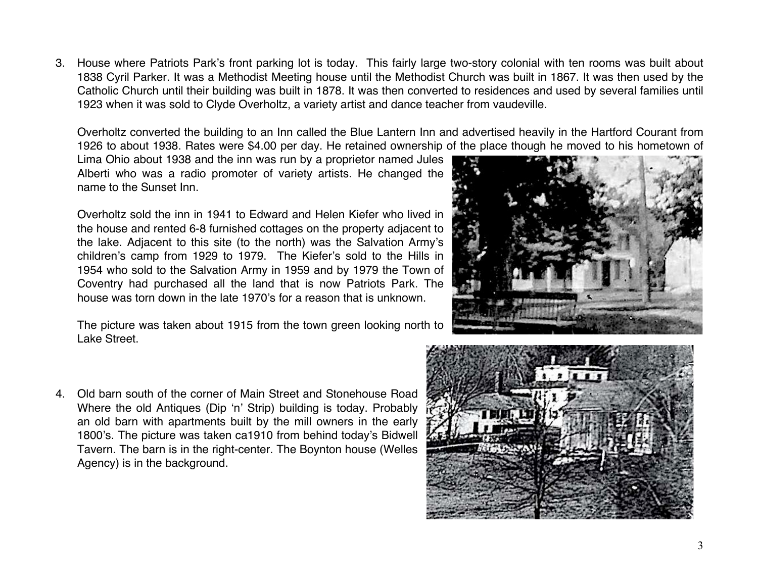3. House where Patriots Park's front parking lot is today. This fairly large two-story colonial with ten rooms was built about 1838 Cyril Parker. It was a Methodist Meeting house until the Methodist Church was built in 1867. It was then used by the Catholic Church until their building was built in 1878. It was then converted to residences and used by several families until 1923 when it was sold to Clyde Overholtz, a variety artist and dance teacher from vaudeville.

   Overholtz converted the building to an Inn called the Blue Lantern Inn and advertised heavily in the Hartford Courant from 1926 to about 1938. Rates were $4.00 per day. He retained ownership of the place though he moved to his hometown of Lima Ohio about 1938 and the inn was run by a proprietor named Jules Alberti who was a radio promoter of variety artists. He changed the name to the Sunset Inn.

   Overholtz sold the inn in 1941 to Edward and Helen Kiefer who lived in the house and rented 6-8 furnished cottages on the property adjacent to the lake. Adjacent to this site (to the north) was the Salvation Army's children's camp from 1929 to 1979. The Kiefer's sold to the Hills in 1954 who sold to the Salvation Army in 1959 and by 1979 the Town of Coventry had purchased all the land that is now Patriots Park. The house was torn down in the late 1970's for a reason that is unknown.

   The picture was taken about 1915 from the town green looking north to Lake Street.

4. Old barn south of the corner of Main Street and Stonehouse Road Where the old Antiques (Dip 'n' Strip) building is today. Probably an old barn with apartments built by the mill owners in the early 1800's. The picture was taken ca1910 from behind today's Bidwell Tavern. The barn is in the right-center. The Boynton house (Welles Agency) is in the background.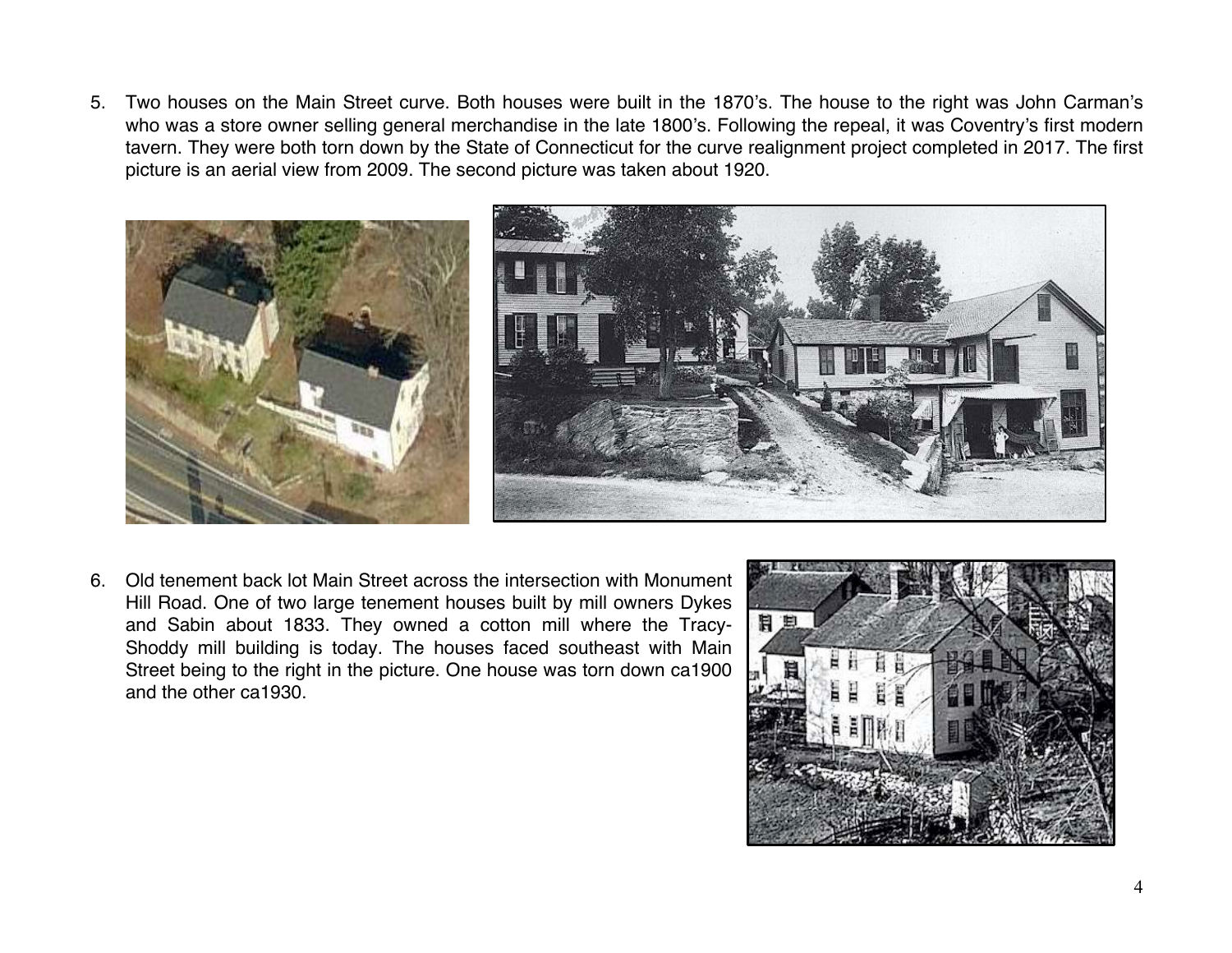5. Two houses on the Main Street curve. Both houses were built in the 1870's. The house to the right was John Carman's who was a store owner selling general merchandise in the late 1800's. Following the repeal, it was Coventry's first modern tavern. They were both torn down by the State of Connecticut for the curve realignment project completed in 2017. The first picture is an aerial view from 2009. The second picture was taken about 1920.

6. Old tenement back lot Main Street across the intersection with Monument Hill Road. One of two large tenement houses built by mill owners Dykes and Sabin about 1833. They owned a cotton mill where the Tracy-Shoddy mill building is today. The houses faced southeast with Main Street being to the right in the picture. One house was torn down ca1900 and the other ca1930.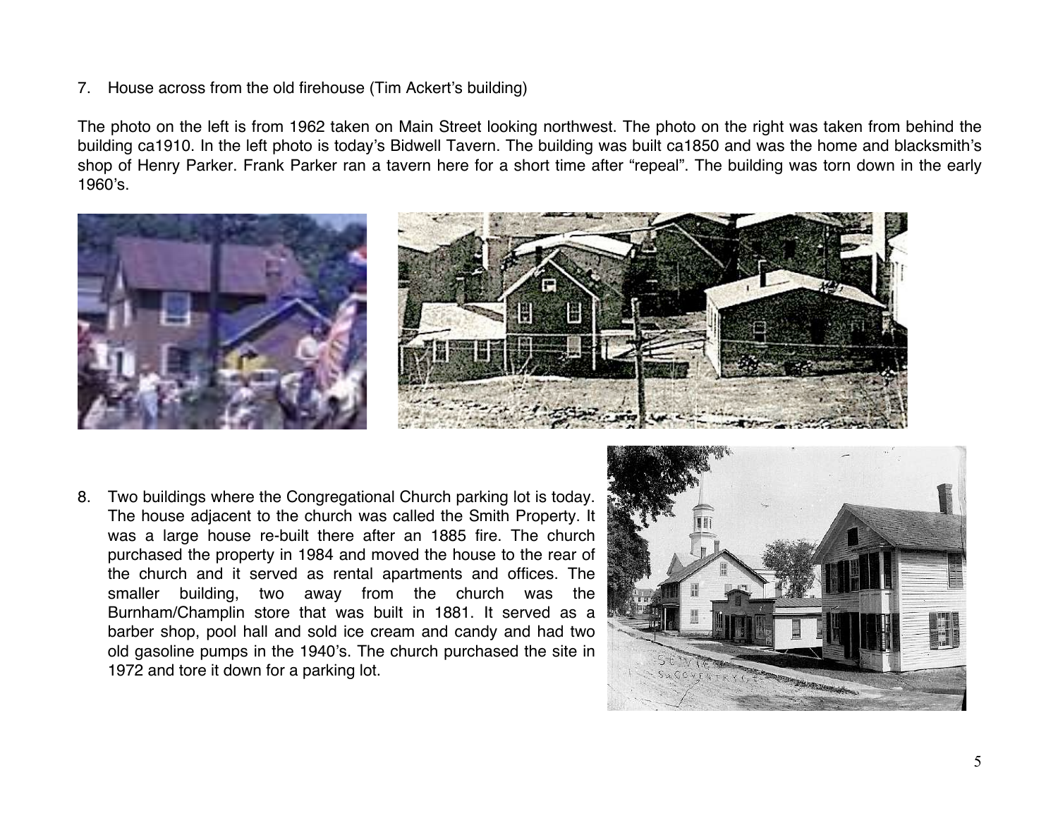7. House across from the old firehouse (Tim Ackert's building)

The photo on the left is from 1962 taken on Main Street looking northwest. The photo on the right was taken from behind the building ca1910. In the left photo is today's Bidwell Tavern. The building was built ca1850 and was the home and blacksmith's shop of Henry Parker. Frank Parker ran a tavern here for a short time after "repeal". The building was torn down in the early 1960's.

8. Two buildings where the Congregational Church parking lot is today. The house adjacent to the church was called the Smith Property. It was a large house re-built there after an 1885 fire. The church purchased the property in 1984 and moved the house to the rear of the church and it served as rental apartments and offices. The smaller building, two away from the church was the Burnham/Champlin store that was built in 1881. It served as a barber shop, pool hall and sold ice cream and candy and had two old gasoline pumps in the 1940's. The church purchased the site in 1972 and tore it down for a parking lot.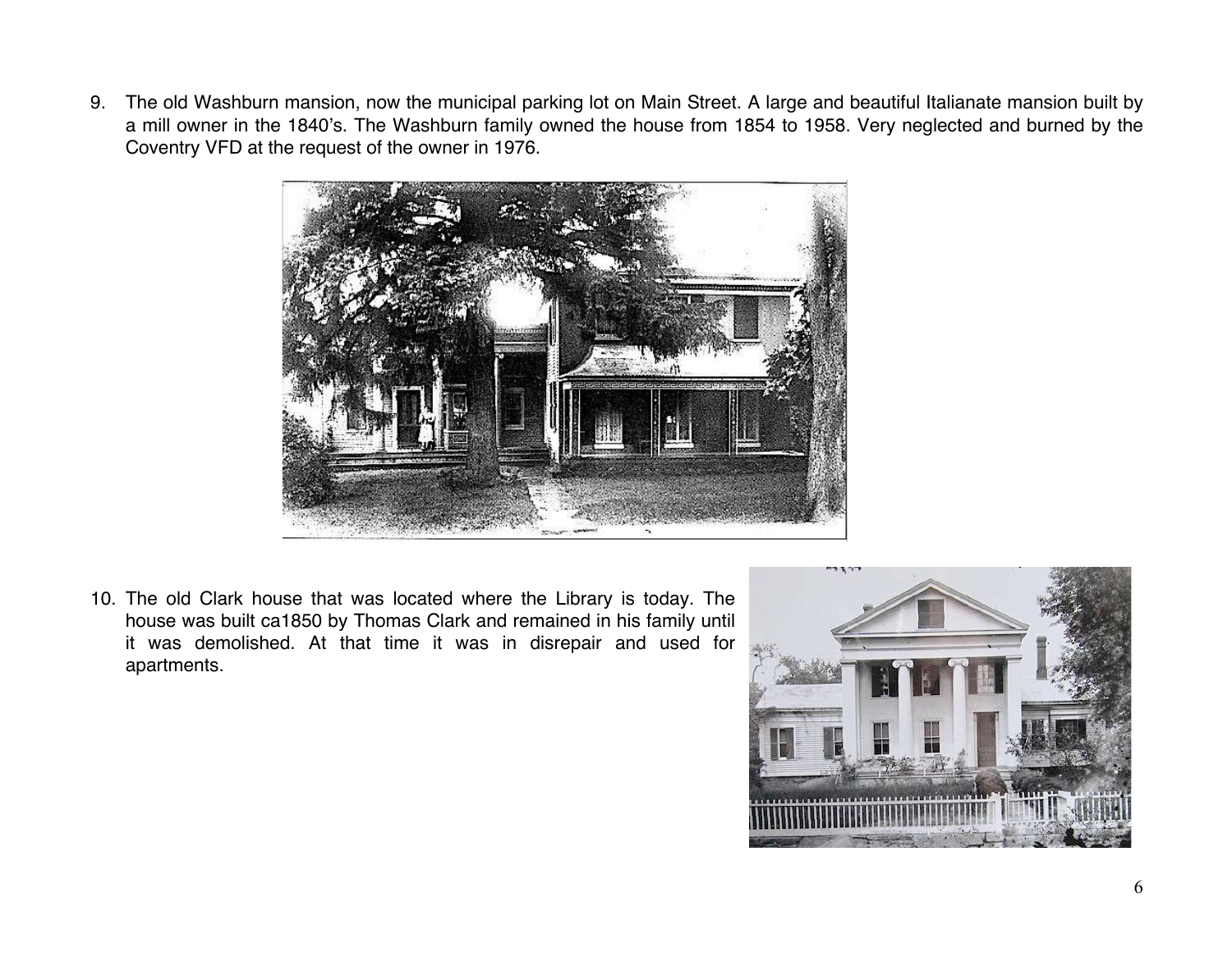9. The old Washburn mansion, now the municipal parking lot on Main Street. A large and beautiful Italianate mansion built by a mill owner in the 1840's. The Washburn family owned the house from 1854 to 1958. Very neglected and burned by the Coventry VFD at the request of the owner in 1976.

10. The old Clark house that was located where the Library is today. The house was built ca1850 by Thomas Clark and remained in his family until it was demolished. At that time it was in disrepair and used for apartments.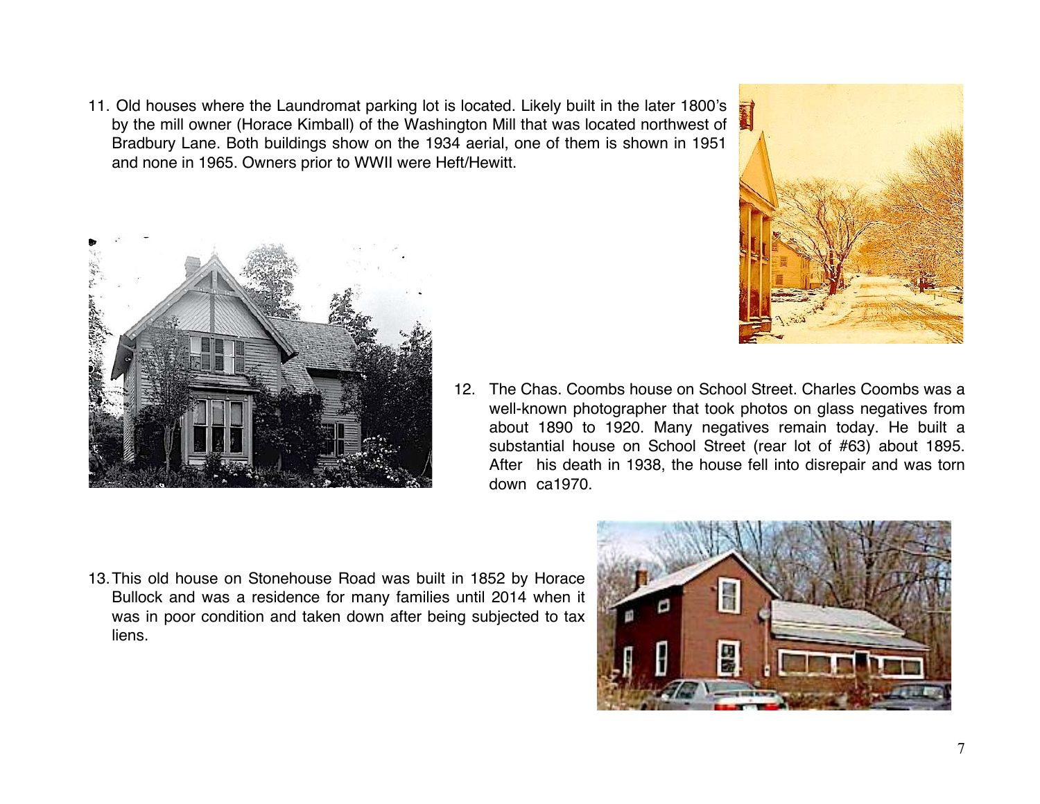11. Old houses where the Laundromat parking lot is located. Likely built in the later 1800's by the mill owner (Horace Kimball) of the Washington Mill that was located northwest of Bradbury Lane. Both buildings show on the 1934 aerial, one of them is shown in 1951 and none in 1965. Owners prior to WWII were Heft/Hewitt.

12. The Chas. Coombs house on School Street. Charles Coombs was a well-known photographer that took photos on glass negatives from about 1890 to 1920. Many negatives remain today. He built a substantial house on School Street (rear lot of #63) about 1895. After his death in 1938, the house fell into disrepair and was torn down ca1970.

13. This old house on Stonehouse Road was built in 1852 by Horace Bullock and was a residence for many families until 2014 when it was in poor condition and taken down after being subjected to tax liens.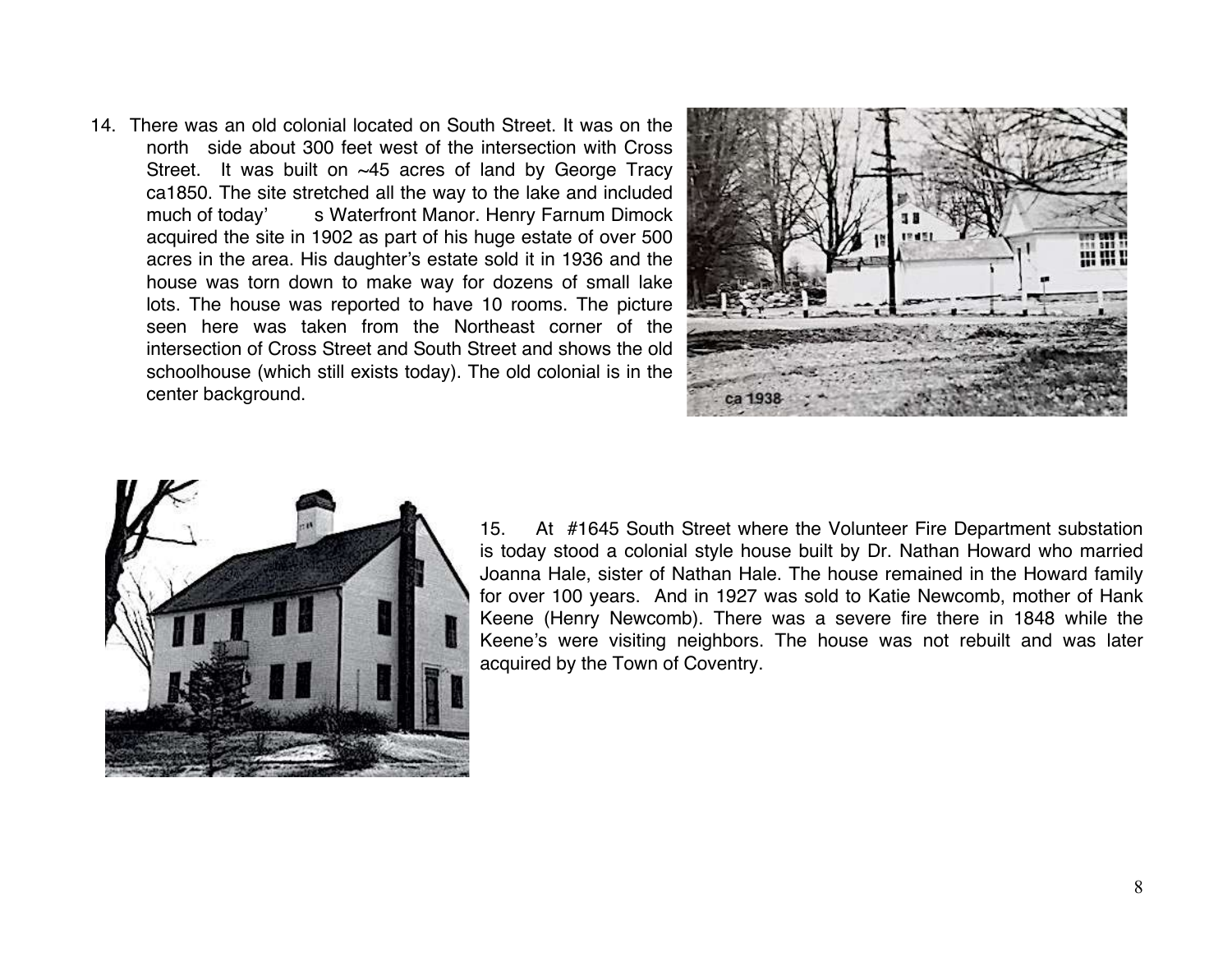14. There was an old colonial located on South Street. It was on the north side about 300 feet west of the intersection with Cross Street. It was built on ~45 acres of land by George Tracy ca1850. The site stretched all the way to the lake and included much of today's Waterfront Manor. Henry Farnum Dimock acquired the site in 1902 as part of his huge estate of over 500 acres in the area. His daughter's estate sold it in 1936 and the house was torn down to make way for dozens of small lake lots. The house was reported to have 10 rooms. The picture seen here was taken from the Northeast corner of the intersection of Cross Street and South Street and shows the old schoolhouse (which still exists today). The old colonial is in the center background.

ca 1938

15. At #1645 South Street where the Volunteer Fire Department substation is today stood a colonial style house built by Dr. Nathan Howard who married Joanna Hale, sister of Nathan Hale. The house remained in the Howard family for over 100 years. And in 1927 was sold to Katie Newcomb, mother of Hank Keene (Henry Newcomb). There was a severe fire there in 1848 while the Keene's were visiting neighbors. The house was not rebuilt and was later acquired by the Town of Coventry.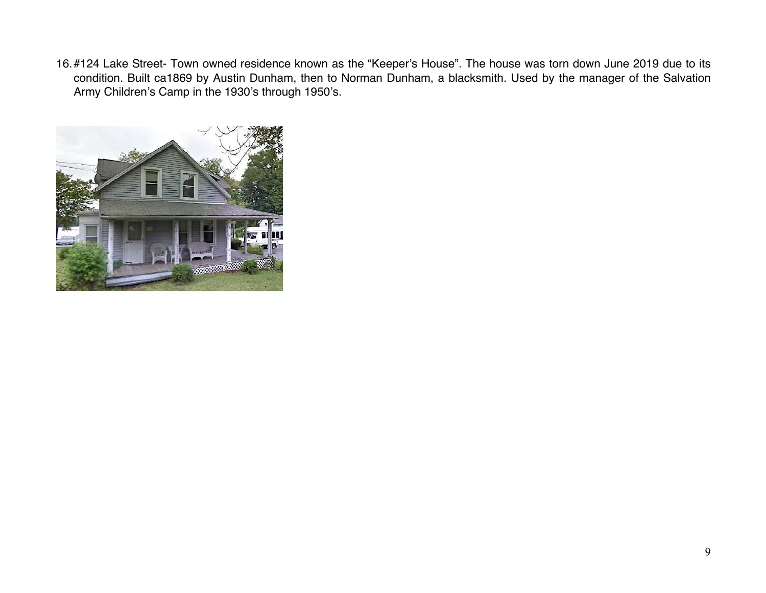16. #124 Lake Street- Town owned residence known as the "Keeper's House". The house was torn down June 2019 due to its condition. Built ca1869 by Austin Dunham, then to Norman Dunham, a blacksmith. Used by the manager of the Salvation Army Children's Camp in the 1930's through 1950's.